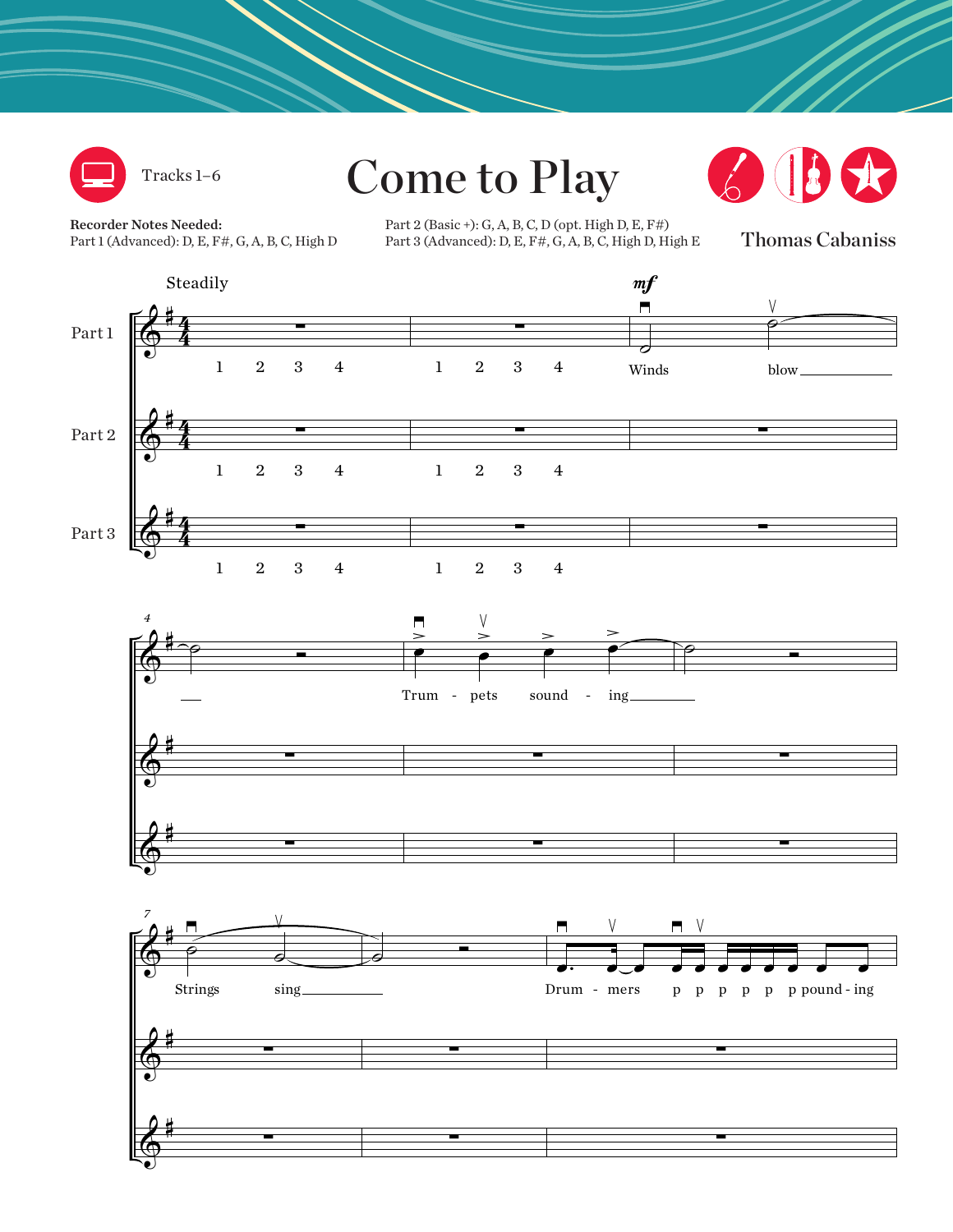Tracks 1–6

# Come to Play

**Recorder Notes Needed:**
Part 1 (Advanced): D, E, F#, G, A, B, C, High D

Part 2 (Basic +): G, A, B, C, D (opt. High D, E, F#)
Part 3 (Advanced): D, E, F#, G, A, B, C, High D, High E

Thomas Cabaniss

Steadily

Part 1
Part 2
Part 3

1 2 3 4 1 2 3 4

*mf*

Winds blow

Trum - pets sound - ing

Strings sing

Drum - mers p p p p p p pound - ing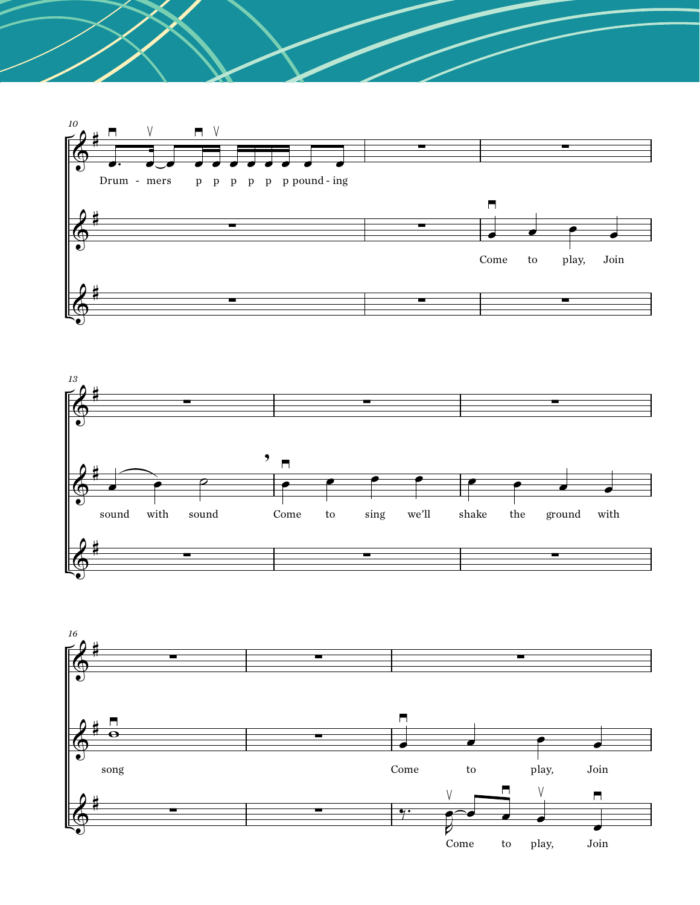10

Drum - mers p p p p p p pound - ing

Come to play, Join

13

sound with sound Come to sing we'll shake the ground with

16

song

Come to play, Join

Come to play, Join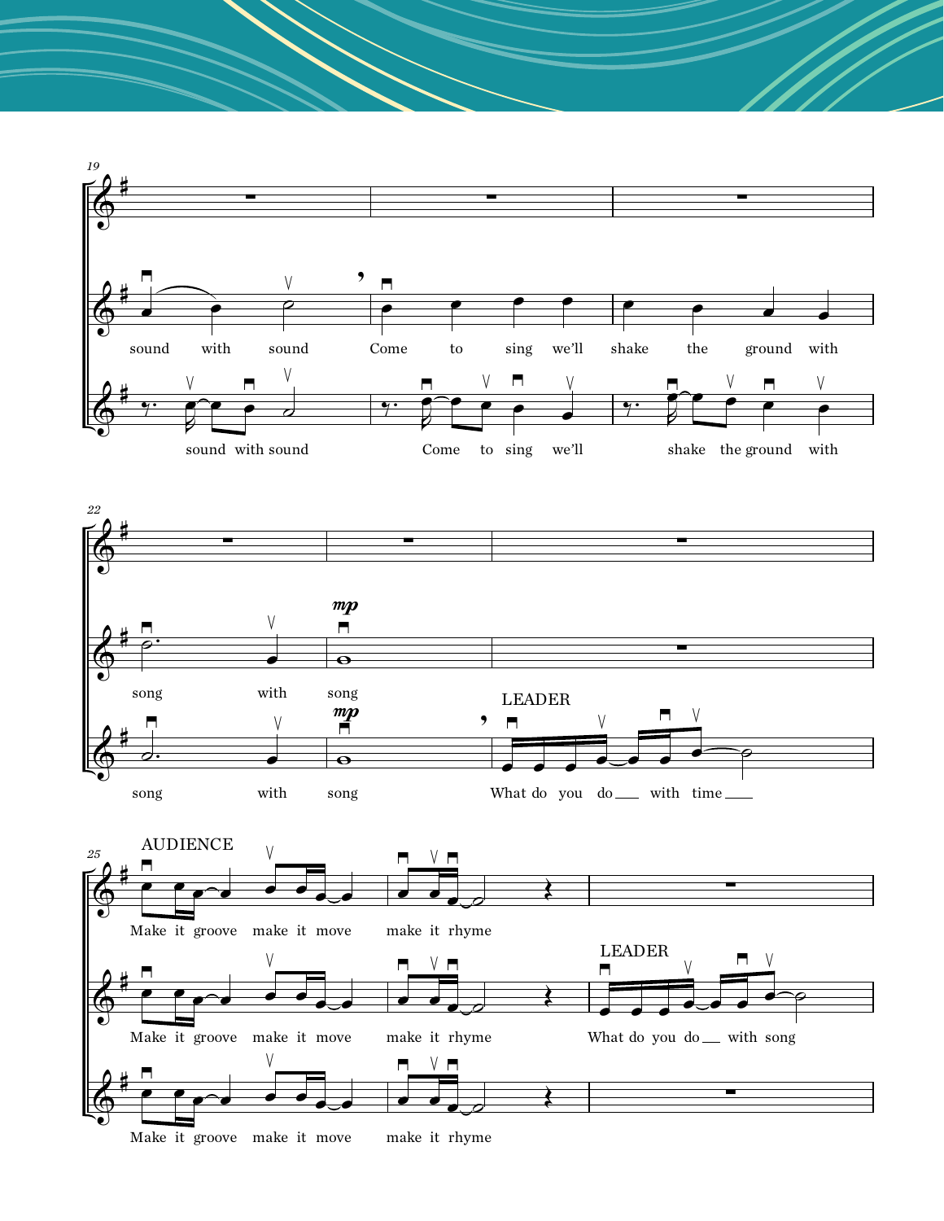19

sound with sound Come to sing we'll shake the ground with

sound with sound Come to sing we'll shake the ground with

22

song with song

*mp*

song with song

*mp*

LEADER

What do you do with time

25

AUDIENCE

Make it groove make it move make it rhyme

Make it groove make it move make it rhyme

LEADER

What do you do with song

Make it groove make it move make it rhyme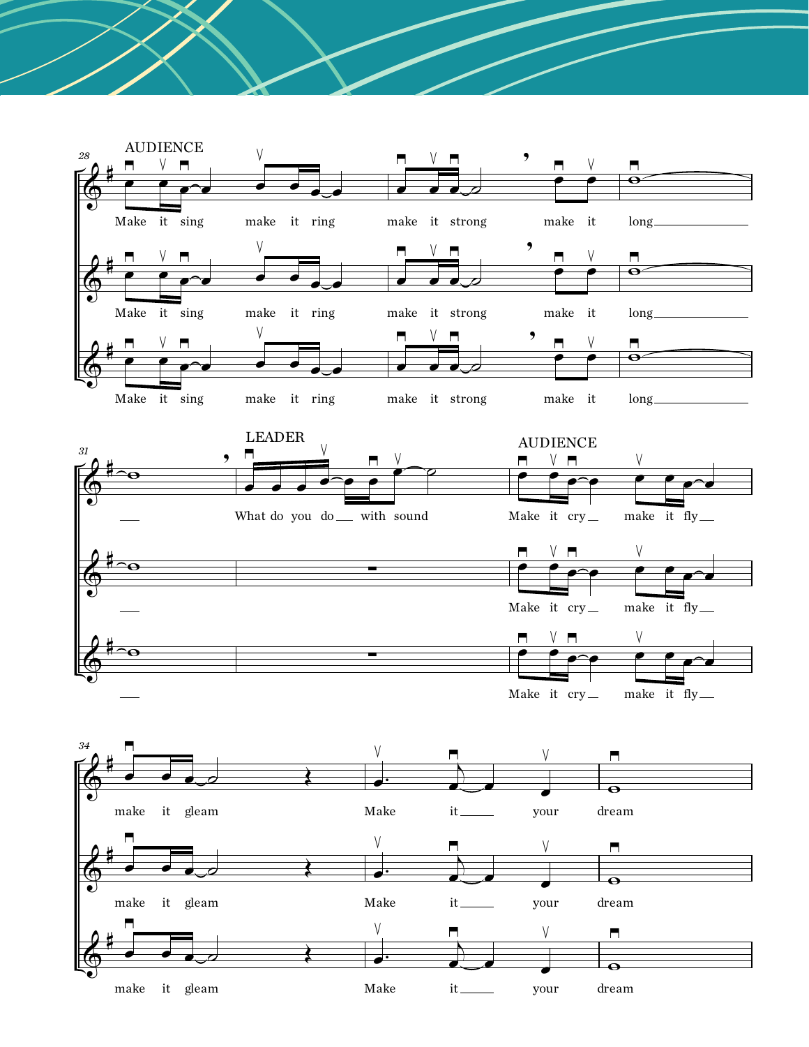28

AUDIENCE

Make it sing make it ring make it strong make it long___

Make it sing make it ring make it strong make it long___

Make it sing make it ring make it strong make it long___

31

LEADER

___ What do you do___ with sound

AUDIENCE

Make it cry___ make it fly___

___ Make it cry___ make it fly___

___ Make it cry___ make it fly___

34

make it gleam Make it___ your dream

make it gleam Make it___ your dream

make it gleam Make it___ your dream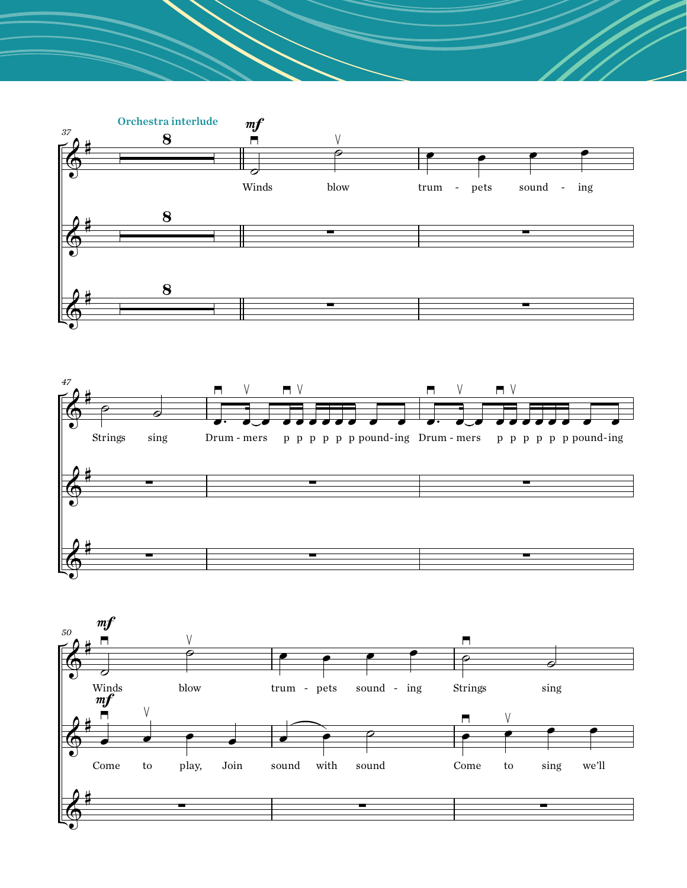Orchestra interlude

Winds blow trum - pets sound - ing

Strings sing Drum - mers p p p p p p pound-ing Drum - mers p p p p p p pound-ing

Winds blow trum - pets sound - ing Strings sing

Come to play, Join sound with sound Come to sing we'll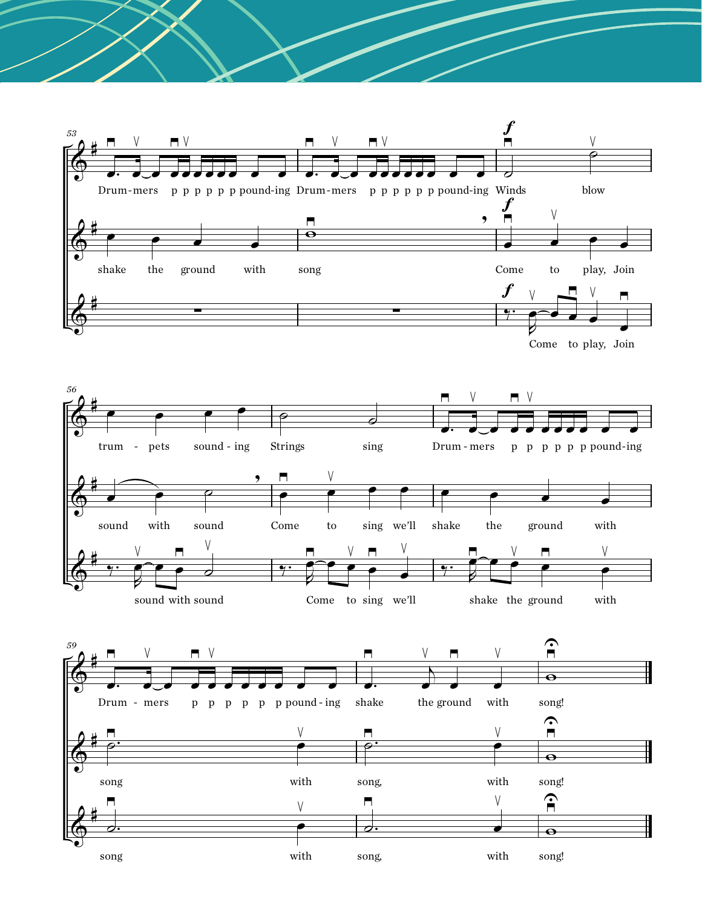53

*f*

Drum - mers p p p p p p pound-ing Drum - mers p p p p p p pound-ing Winds blow

shake the ground with song Come to play, Join

Come to play, Join

56

trum - pets sound - ing Strings sing Drum - mers p p p p p p pound-ing

sound with sound Come to sing we'll shake the ground with

sound with sound Come to sing we'll shake the ground with

59

Drum - mers p p p p p p pound - ing shake the ground with song!

song with song, with song!

song with song, with song!